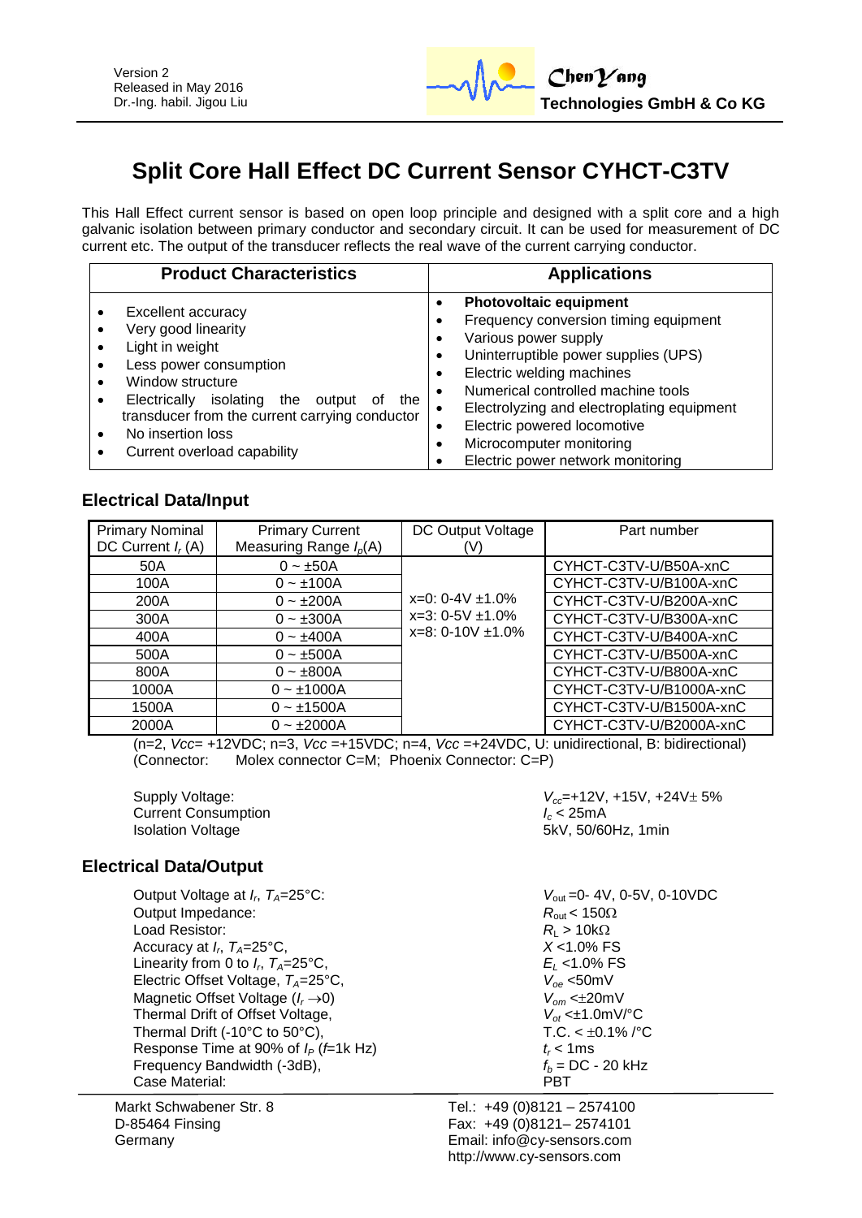Version 2
Released in May 2016
Dr.-Ing. habil. Jigou Liu

**ChenYang Technologies GmbH & Co KG**

# Split Core Hall Effect DC Current Sensor CYHCT-C3TV

This Hall Effect current sensor is based on open loop principle and designed with a split core and a high galvanic isolation between primary conductor and secondary circuit. It can be used for measurement of DC current etc. The output of the transducer reflects the real wave of the current carrying conductor.

| Product Characteristics | Applications |
|---|---|
| • Excellent accuracy<br>• Very good linearity<br>• Light in weight<br>• Less power consumption<br>• Window structure<br>• Electrically isolating the output of the transducer from the current carrying conductor<br>• No insertion loss<br>• Current overload capability | • **Photovoltaic equipment**<br>• Frequency conversion timing equipment<br>• Various power supply<br>• Uninterruptible power supplies (UPS)<br>• Electric welding machines<br>• Numerical controlled machine tools<br>• Electrolyzing and electroplating equipment<br>• Electric powered locomotive<br>• Microcomputer monitoring<br>• Electric power network monitoring |

## Electrical Data/Input

| Primary Nominal DC Current $I_r$ (A) | Primary Current Measuring Range $I_p$(A) | DC Output Voltage (V) | Part number |
|---|---|---|---|
| 50A | 0 ~ ±50A | x=0: 0-4V ±1.0%<br>x=3: 0-5V ±1.0%<br>x=8: 0-10V ±1.0% | CYHCT-C3TV-U/B50A-xnC |
| 100A | 0 ~ ±100A | | CYHCT-C3TV-U/B100A-xnC |
| 200A | 0 ~ ±200A | | CYHCT-C3TV-U/B200A-xnC |
| 300A | 0 ~ ±300A | | CYHCT-C3TV-U/B300A-xnC |
| 400A | 0 ~ ±400A | | CYHCT-C3TV-U/B400A-xnC |
| 500A | 0 ~ ±500A | | CYHCT-C3TV-U/B500A-xnC |
| 800A | 0 ~ ±800A | | CYHCT-C3TV-U/B800A-xnC |
| 1000A | 0 ~ ±1000A | | CYHCT-C3TV-U/B1000A-xnC |
| 1500A | 0 ~ ±1500A | | CYHCT-C3TV-U/B1500A-xnC |
| 2000A | 0 ~ ±2000A | | CYHCT-C3TV-U/B2000A-xnC |

(n=2, $Vcc$= +12VDC; n=3, $Vcc$ =+15VDC; n=4, $Vcc$ =+24VDC, U: unidirectional, B: bidirectional)
(Connector: Molex connector C=M; Phoenix Connector: C=P)

| | |
|---|---|
| Supply Voltage: | $V_{cc}$=+12V, +15V, +24V± 5% |
| Current Consumption | $I_c$ < 25mA |
| Isolation Voltage | 5kV, 50/60Hz, 1min |

## Electrical Data/Output

| | |
|---|---|
| Output Voltage at $I_r$, $T_A$=25°C: | $V_{out}$ =0- 4V, 0-5V, 0-10VDC |
| Output Impedance: | $R_{out}$ < 150Ω |
| Load Resistor: | $R_L$ > 10kΩ |
| Accuracy at $I_r$, $T_A$=25°C, | $X$ <1.0% FS |
| Linearity from 0 to $I_r$, $T_A$=25°C, | $E_L$ <1.0% FS |
| Electric Offset Voltage, $T_A$=25°C, | $V_{oe}$ <50mV |
| Magnetic Offset Voltage ($I_r \rightarrow 0$) | $V_{om}$ <±20mV |
| Thermal Drift of Offset Voltage, | $V_{ot}$ <±1.0mV/°C |
| Thermal Drift (-10°C to 50°C), | T.C. < ±0.1% /°C |
| Response Time at 90% of $I_P$ ($f$=1k Hz) | $t_r$ < 1ms |
| Frequency Bandwidth (-3dB), | $f_b$ = DC - 20 kHz |
| Case Material: | PBT |

Markt Schwabener Str. 8
D-85464 Finsing
Germany

Tel.: +49 (0)8121 – 2574100
Fax: +49 (0)8121– 2574101
Email: info@cy-sensors.com
http://www.cy-sensors.com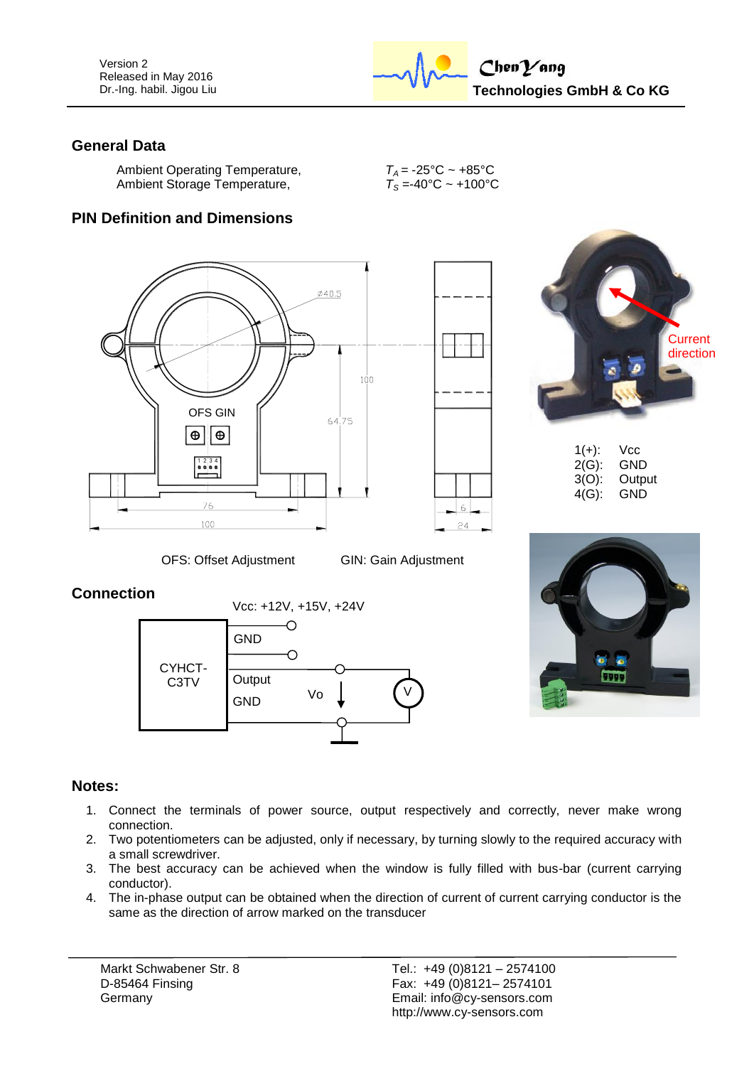## General Data

Ambient Operating Temperature, $T_A$ = -25°C ~ +85°C
Ambient Storage Temperature, $T_S$ =-40°C ~ +100°C

## PIN Definition and Dimensions

Ø40.5
100
64.75
OFS GIN
1 2 3 4
76
100
6
24

Current direction

1(+): Vcc
2(G): GND
3(O): Output
4(G): GND

OFS: Offset Adjustment GIN: Gain Adjustment

## Connection

Vcc: +12V, +15V, +24V
GND
Output
GND
CYHCT-C3TV
Vo
V

## Notes:

1. Connect the terminals of power source, output respectively and correctly, never make wrong connection.
2. Two potentiometers can be adjusted, only if necessary, by turning slowly to the required accuracy with a small screwdriver.
3. The best accuracy can be achieved when the window is fully filled with bus-bar (current carrying conductor).
4. The in-phase output can be obtained when the direction of current of current carrying conductor is the same as the direction of arrow marked on the transducer